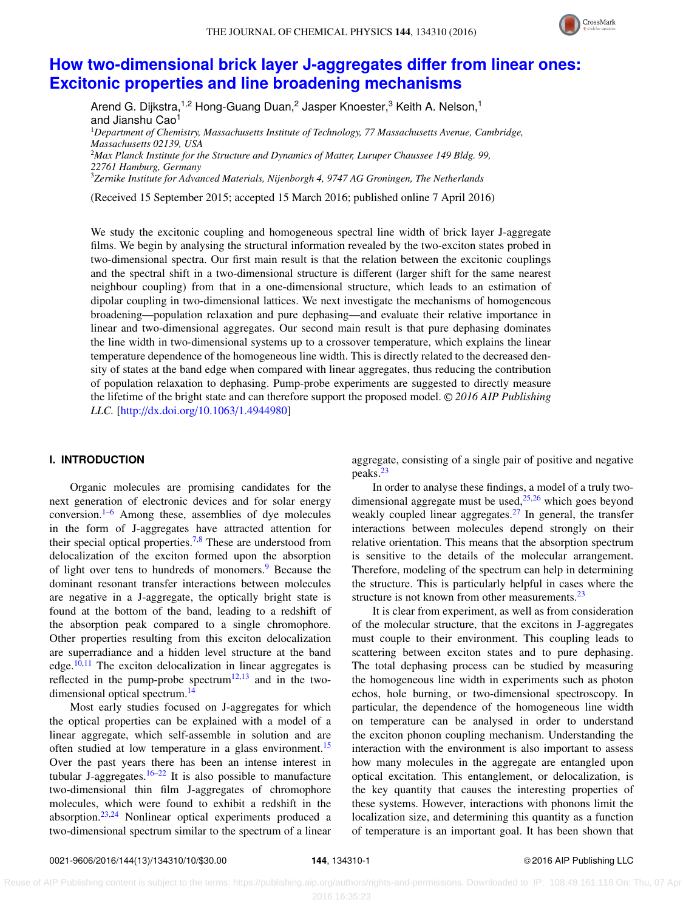# How two-dimensional brick layer J-aggregates differ from linear ones: Excitonic properties and line broadening mechanisms

Arend G. Dijkstra,[1,2] Hong-Guang Duan,[2] Jasper Knoester,[3] Keith A. Nelson,[1] and Jianshu Cao[1]

[1]*Department of Chemistry, Massachusetts Institute of Technology, 77 Massachusetts Avenue, Cambridge, Massachusetts 02139, USA*
[2]*Max Planck Institute for the Structure and Dynamics of Matter, Luruper Chaussee 149 Bldg. 99, 22761 Hamburg, Germany*
[3]*Zernike Institute for Advanced Materials, Nijenborgh 4, 9747 AG Groningen, The Netherlands*

(Received 15 September 2015; accepted 15 March 2016; published online 7 April 2016)

We study the excitonic coupling and homogeneous spectral line width of brick layer J-aggregate films. We begin by analysing the structural information revealed by the two-exciton states probed in two-dimensional spectra. Our first main result is that the relation between the excitonic couplings and the spectral shift in a two-dimensional structure is different (larger shift for the same nearest neighbour coupling) from that in a one-dimensional structure, which leads to an estimation of dipolar coupling in two-dimensional lattices. We next investigate the mechanisms of homogeneous broadening—population relaxation and pure dephasing—and evaluate their relative importance in linear and two-dimensional aggregates. Our second main result is that pure dephasing dominates the line width in two-dimensional systems up to a crossover temperature, which explains the linear temperature dependence of the homogeneous line width. This is directly related to the decreased density of states at the band edge when compared with linear aggregates, thus reducing the contribution of population relaxation to dephasing. Pump-probe experiments are suggested to directly measure the lifetime of the bright state and can therefore support the proposed model. © *2016 AIP Publishing LLC.* [http://dx.doi.org/10.1063/1.4944980]

## I. INTRODUCTION

Organic molecules are promising candidates for the next generation of electronic devices and for solar energy conversion.[1–6] Among these, assemblies of dye molecules in the form of J-aggregates have attracted attention for their special optical properties.[7,8] These are understood from delocalization of the exciton formed upon the absorption of light over tens to hundreds of monomers.[9] Because the dominant resonant transfer interactions between molecules are negative in a J-aggregate, the optically bright state is found at the bottom of the band, leading to a redshift of the absorption peak compared to a single chromophore. Other properties resulting from this exciton delocalization are superradiance and a hidden level structure at the band edge.[10,11] The exciton delocalization in linear aggregates is reflected in the pump-probe spectrum[12,13] and in the two-dimensional optical spectrum.[14]

Most early studies focused on J-aggregates for which the optical properties can be explained with a model of a linear aggregate, which self-assemble in solution and are often studied at low temperature in a glass environment.[15] Over the past years there has been an intense interest in tubular J-aggregates.[16–22] It is also possible to manufacture two-dimensional thin film J-aggregates of chromophore molecules, which were found to exhibit a redshift in the absorption.[23,24] Nonlinear optical experiments produced a two-dimensional spectrum similar to the spectrum of a linear aggregate, consisting of a single pair of positive and negative peaks.[23]

In order to analyse these findings, a model of a truly two-dimensional aggregate must be used,[25,26] which goes beyond weakly coupled linear aggregates.[27] In general, the interactions between molecules depend strongly on their relative orientation. This means that the absorption spectrum is sensitive to the details of the molecular arrangement. Therefore, modeling of the spectrum can help in determining the structure. This is particularly helpful in cases where the structure is not known from other measurements.[23]

It is clear from experiment, as well as from consideration of the molecular structure, that the excitons in J-aggregates must couple to their environment. This coupling leads to scattering between exciton states and to pure dephasing. The total dephasing process can be studied by measuring the homogeneous line width in experiments such as photon echos, hole burning, or two-dimensional spectroscopy. In particular, the dependence of the homogeneous line width on temperature can be analysed in order to understand the exciton phonon coupling mechanism. Understanding the interaction with the environment is also important to assess how many molecules in the aggregate are entangled upon optical excitation. This entanglement, or delocalization, is the key quantity that causes the interesting properties of these systems. However, interactions with phonons limit the localization size, and determining this quantity as a function of temperature is an important goal. It has been shown that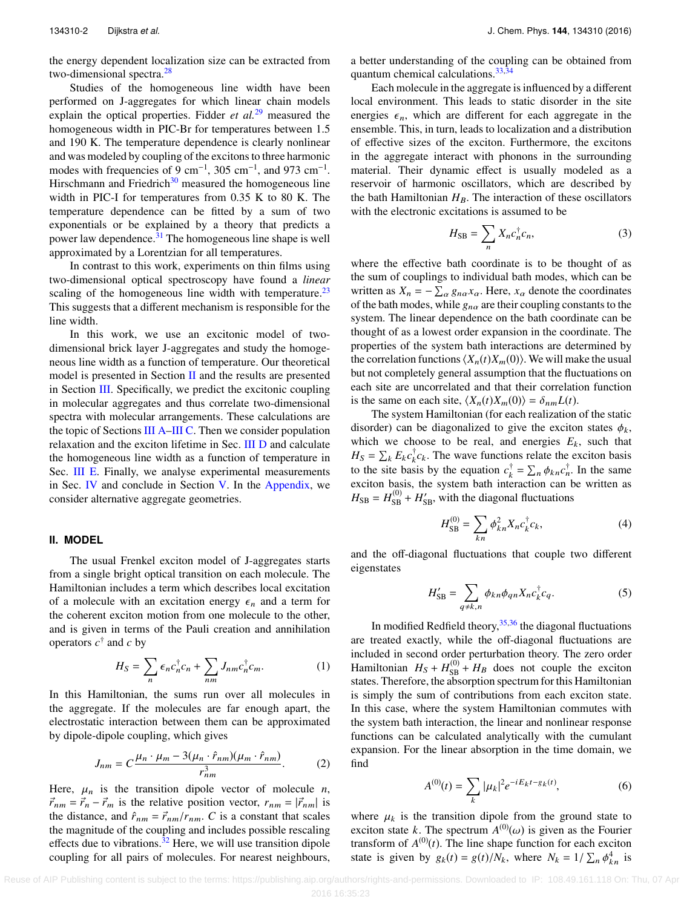the energy dependent localization size can be extracted from two-dimensional spectra.[28]

Studies of the homogeneous line width have been performed on J-aggregates for which linear chain models explain the optical properties. Fidder *et al.*[29] measured the homogeneous width in PIC-Br for temperatures between 1.5 and 190 K. The temperature dependence is clearly nonlinear and was modeled by coupling of the excitons to three harmonic modes with frequencies of 9 cm$^{-1}$, 305 cm$^{-1}$, and 973 cm$^{-1}$. Hirschmann and Friedrich[30] measured the homogeneous line width in PIC-I for temperatures from 0.35 K to 80 K. The temperature dependence can be fitted by a sum of two exponentials or be explained by a theory that predicts a power law dependence.[31] The homogeneous line shape is well approximated by a Lorentzian for all temperatures.

In contrast to this work, experiments on thin films using two-dimensional optical spectroscopy have found a *linear* scaling of the homogeneous line width with temperature.[23] This suggests that a different mechanism is responsible for the line width.

In this work, we use an excitonic model of two-dimensional brick layer J-aggregates and study the homogeneous line width as a function of temperature. Our theoretical model is presented in Section II and the results are presented in Section III. Specifically, we predict the excitonic coupling in molecular aggregates and thus correlate two-dimensional spectra with molecular arrangements. These calculations are the topic of Sections III A–III C. Then we consider population relaxation and the exciton lifetime in Sec. III D and calculate the homogeneous line width as a function of temperature in Sec. III E. Finally, we analyse experimental measurements in Sec. IV and conclude in Section V. In the Appendix, we consider alternative aggregate geometries.

## II. MODEL

The usual Frenkel exciton model of J-aggregates starts from a single bright optical transition on each molecule. The Hamiltonian includes a term which describes local excitation of a molecule with an excitation energy $\epsilon_n$ and a term for the coherent exciton motion from one molecule to the other, and is given in terms of the Pauli creation and annihilation operators $c^\dagger$ and $c$ by

$$H_S = \sum_n \epsilon_n c_n^\dagger c_n + \sum_{nm} J_{nm} c_n^\dagger c_m. \tag{1}$$

In this Hamiltonian, the sums run over all molecules in the aggregate. If the molecules are far enough apart, the electrostatic interaction between them can be approximated by dipole-dipole coupling, which gives

$$J_{nm} = C\frac{\mu_n \cdot \mu_m - 3(\mu_n \cdot \hat{r}_{nm})(\mu_m \cdot \hat{r}_{nm})}{r_{nm}^3}. \tag{2}$$

Here, $\mu_n$ is the transition dipole vector of molecule $n$, $\vec{r}_{nm} = \vec{r}_n - \vec{r}_m$ is the relative position vector, $r_{nm} = |\vec{r}_{nm}|$ is the distance, and $\hat{r}_{nm} = \vec{r}_{nm}/r_{nm}$. $C$ is a constant that scales the magnitude of the coupling and includes possible rescaling effects due to vibrations.[32] Here, we will use transition dipole coupling for all pairs of molecules. For nearest neighbours, a better understanding of the coupling can be obtained from quantum chemical calculations.[33,34]

Each molecule in the aggregate is influenced by a different local environment. This leads to static disorder in the site energies $\epsilon_n$, which are different for each aggregate in the ensemble. This, in turn, leads to localization and a distribution of effective sizes of the exciton. Furthermore, the excitons in the aggregate interact with phonons in the surrounding material. Their dynamic effect is usually modeled as a reservoir of harmonic oscillators, which are described by the bath Hamiltonian $H_B$. The interaction of these oscillators with the electronic excitations is assumed to be

$$H_{\mathrm{SB}} = \sum_n X_n c_n^\dagger c_n, \tag{3}$$

where the effective bath coordinate is to be thought of as the sum of couplings to individual bath modes, which can be written as $X_n = -\sum_\alpha g_{n\alpha} x_\alpha$. Here, $x_\alpha$ denote the coordinates of the bath modes, while $g_{n\alpha}$ are their coupling constants to the system. The linear dependence on the bath coordinate can be thought of as a lowest order expansion in the coordinate. The properties of the system bath interactions are determined by the correlation functions $\langle X_n(t)X_m(0)\rangle$. We will make the usual but not completely general assumption that the fluctuations on each site are uncorrelated and that their correlation function is the same on each site, $\langle X_n(t)X_m(0)\rangle = \delta_{nm}L(t)$.

The system Hamiltonian (for each realization of the static disorder) can be diagonalized to give the exciton states $\phi_k$, which we choose to be real, and energies $E_k$, such that $H_S = \sum_k E_k c_k^\dagger c_k$. The wave functions relate the exciton basis to the site basis by the equation $c_k^\dagger = \sum_n \phi_{kn} c_n^\dagger$. In the same exciton basis, the system bath interaction can be written as $H_{\mathrm{SB}} = H_{\mathrm{SB}}^{(0)} + H'_{\mathrm{SB}}$, with the diagonal fluctuations

$$H_{\mathrm{SB}}^{(0)} = \sum_{kn} \phi_{kn}^2 X_n c_k^\dagger c_k, \tag{4}$$

and the off-diagonal fluctuations that couple two different eigenstates

$$H'_{\mathrm{SB}} = \sum_{q\neq k,n} \phi_{kn}\phi_{qn} X_n c_k^\dagger c_q. \tag{5}$$

In modified Redfield theory,[35,36] the diagonal fluctuations are treated exactly, while the off-diagonal fluctuations are included in second order perturbation theory. The zero order Hamiltonian $H_S + H_{\mathrm{SB}}^{(0)} + H_B$ does not couple the exciton states. Therefore, the absorption spectrum for this Hamiltonian is simply the sum of contributions from each exciton state. In this case, where the system Hamiltonian commutes with the system bath interaction, the linear and nonlinear response functions can be calculated analytically with the cumulant expansion. For the linear absorption in the time domain, we find

$$A^{(0)}(t) = \sum_k |\mu_k|^2 e^{-iE_k t - g_k(t)}, \tag{6}$$

where $\mu_k$ is the transition dipole from the ground state to exciton state $k$. The spectrum $A^{(0)}(\omega)$ is given as the Fourier transform of $A^{(0)}(t)$. The line shape function for each exciton state is given by $g_k(t) = g(t)/N_k$, where $N_k = 1/\sum_n \phi_{kn}^4$ is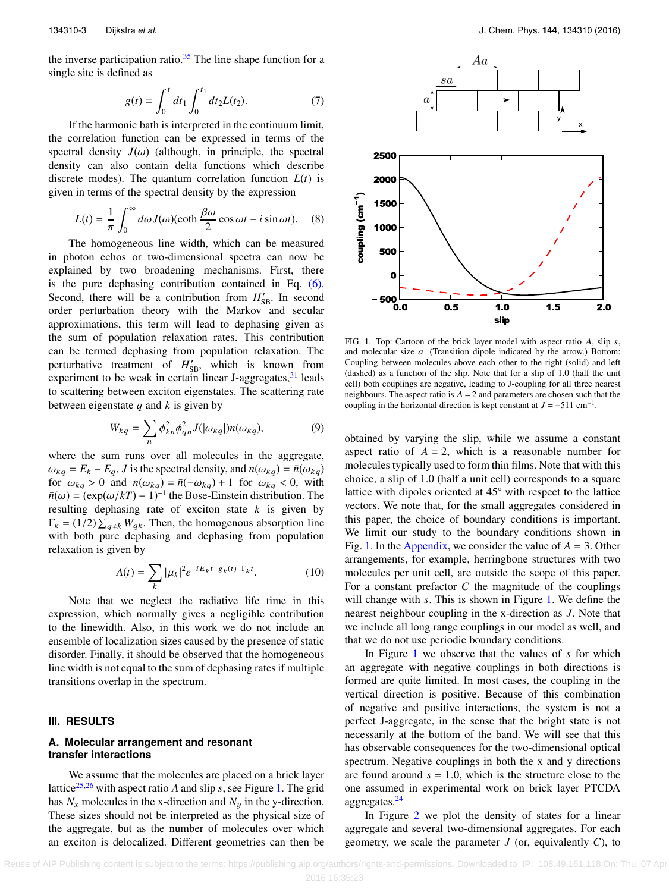the inverse participation ratio.[35] The line shape function for a single site is defined as

$$g(t) = \int_0^t dt_1 \int_0^{t_1} dt_2 L(t_2). \tag{7}$$

If the harmonic bath is interpreted in the continuum limit, the correlation function can be expressed in terms of the spectral density $J(\omega)$ (although, in principle, the spectral density can also contain delta functions which describe discrete modes). The quantum correlation function $L(t)$ is given in terms of the spectral density by the expression

$$L(t) = \frac{1}{\pi}\int_0^\infty d\omega J(\omega)(\coth\frac{\beta\omega}{2}\cos\omega t - i\sin\omega t). \tag{8}$$

The homogeneous line width, which can be measured in photon echos or two-dimensional spectra can now be explained by two broadening mechanisms. First, there is the pure dephasing contribution contained in Eq. (6). Second, there will be a contribution from $H'_{SB}$. In second order perturbation theory with the Markov and secular approximations, this term will lead to dephasing given as the sum of population relaxation rates. This contribution can be termed dephasing from population relaxation. The perturbative treatment of $H'_{SB}$, which is known from experiment to be weak in certain linear J-aggregates,[31] leads to scattering between exciton eigenstates. The scattering rate between eigenstate $q$ and $k$ is given by

$$W_{kq} = \sum_n \phi_{kn}^2\phi_{qn}^2 J(|\omega_{kq}|)n(\omega_{kq}), \tag{9}$$

where the sum runs over all molecules in the aggregate, $\omega_{kq} = E_k - E_q$, $J$ is the spectral density, and $n(\omega_{kq}) = \bar{n}(\omega_{kq})$ for $\omega_{kq} > 0$ and $n(\omega_{kq}) = \bar{n}(-\omega_{kq}) + 1$ for $\omega_{kq} < 0$, with $\bar{n}(\omega) = (\exp(\omega/kT) - 1)^{-1}$ the Bose-Einstein distribution. The resulting dephasing rate of exciton state $k$ is given by $\Gamma_k = (1/2)\sum_{q\neq k} W_{qk}$. Then, the homogenous absorption line with both pure dephasing and dephasing from population relaxation is given by

$$A(t) = \sum_k |\mu_k|^2 e^{-iE_k t - g_k(t) - \Gamma_k t}. \tag{10}$$

Note that we neglect the radiative life time in this expression, which normally gives a negligible contribution to the linewidth. Also, in this work we do not include an ensemble of localization sizes caused by the presence of static disorder. Finally, it should be observed that the homogeneous line width is not equal to the sum of dephasing rates if multiple transitions overlap in the spectrum.

## III. RESULTS

### A. Molecular arrangement and resonant transfer interactions

We assume that the molecules are placed on a brick layer lattice[25,26] with aspect ratio $A$ and slip $s$, see Figure 1. The grid has $N_x$ molecules in the x-direction and $N_y$ in the y-direction. These sizes should not be interpreted as the physical size of the aggregate, but as the number of molecules over which an exciton is delocalized. Different geometries can then be obtained by varying the slip, while we assume a constant aspect ratio of $A = 2$, which is a reasonable number for molecules typically used to form thin films. Note that with this choice, a slip of 1.0 (half a unit cell) corresponds to a square lattice with dipoles oriented at 45° with respect to the lattice vectors. We note that, for the small aggregates considered in this paper, the choice of boundary conditions is important. We limit our study to the boundary conditions shown in Fig. 1. In the Appendix, we consider the value of $A = 3$. Other arrangements, for example, herringbone structures with two molecules per unit cell, are outside the scope of this paper. For a constant prefactor $C$ the magnitude of the couplings will change with $s$. This is shown in Figure 1. We define the nearest neighbour coupling in the x-direction as $J$. Note that we include all long range couplings in our model as well, and that we do not use periodic boundary conditions.

FIG. 1. Top: Cartoon of the brick layer model with aspect ratio $A$, slip $s$, and molecular size $a$. (Transition dipole indicated by the arrow.) Bottom: Coupling between molecules above each other to the right (solid) and left (dashed) as a function of the slip. Note that for a slip of 1.0 (half the unit cell) both couplings are negative, leading to J-coupling for all three nearest neighbours. The aspect ratio is $A = 2$ and parameters are chosen such that the coupling in the horizontal direction is kept constant at $J = -511$ cm$^{-1}$.

In Figure 1 we observe that the values of $s$ for which an aggregate with negative couplings in both directions is formed are quite limited. In most cases, the coupling in the vertical direction is positive. Because of this combination of negative and positive interactions, the system is not a perfect J-aggregate, in the sense that the bright state is not necessarily at the bottom of the band. We will see that this has observable consequences for the two-dimensional optical spectrum. Negative couplings in both the x and y directions are found around $s = 1.0$, which is the structure close to the one assumed in experimental work on brick layer PTCDA aggregates.[24]

In Figure 2 we plot the density of states for a linear aggregate and several two-dimensional aggregates. For each geometry, we scale the parameter $J$ (or, equivalently $C$), to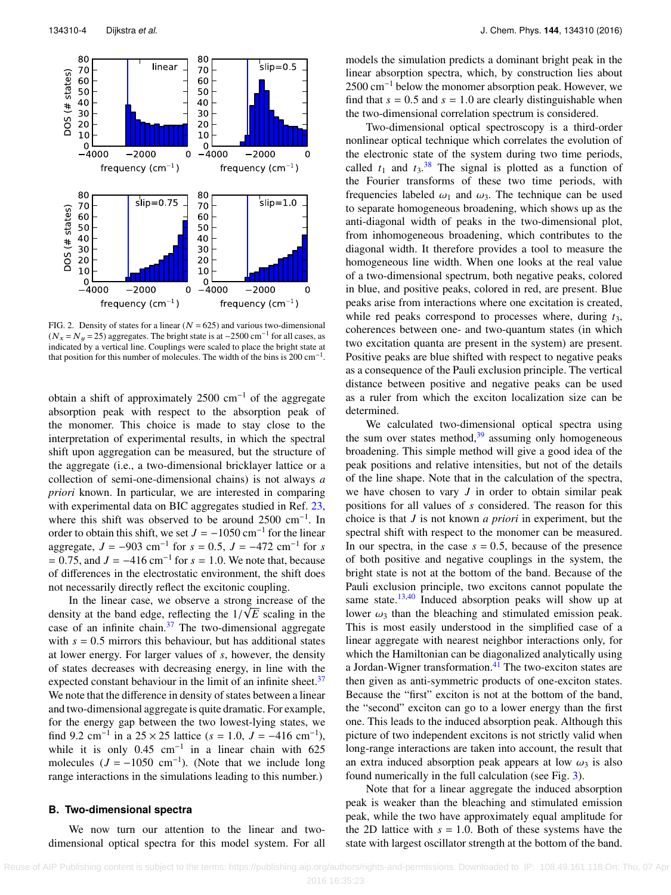FIG. 2. Density of states for a linear ($N = 625$) and various two-dimensional ($N_x = N_y = 25$) aggregates. The bright state is at $-2500$ cm$^{-1}$ for all cases, as indicated by a vertical line. Couplings were scaled to place the bright state at that position for this number of molecules. The width of the bins is 200 cm$^{-1}$.

obtain a shift of approximately 2500 cm$^{-1}$ of the aggregate absorption peak with respect to the absorption peak of the monomer. This choice is made to stay close to the interpretation of experimental results, in which the spectral shift upon aggregation can be measured, but the structure of the aggregate (i.e., a two-dimensional bricklayer lattice or a collection of semi-one-dimensional chains) is not always *a priori* known. In particular, we are interested in comparing with experimental data on BIC aggregates studied in Ref. 23, where this shift was observed to be around 2500 cm$^{-1}$. In order to obtain this shift, we set $J = -1050$ cm$^{-1}$ for the linear aggregate, $J = -903$ cm$^{-1}$ for $s = 0.5$, $J = -472$ cm$^{-1}$ for $s = 0.75$, and $J = -416$ cm$^{-1}$ for $s = 1.0$. We note that, because of differences in the electrostatic environment, the shift does not necessarily directly reflect the excitonic coupling.

In the linear case, we observe a strong increase of the density at the band edge, reflecting the $1/\sqrt{E}$ scaling in the case of an infinite chain.[37] The two-dimensional aggregate with $s = 0.5$ mirrors this behaviour, but has additional states at lower energy. For larger values of $s$, however, the density of states decreases with decreasing energy, in line with the expected constant behaviour in the limit of an infinite sheet.[37] We note that the difference in density of states between a linear and two-dimensional aggregate is quite dramatic. For example, for the energy gap between the two lowest-lying states, we find 9.2 cm$^{-1}$ in a $25 \times 25$ lattice ($s = 1.0$, $J = -416$ cm$^{-1}$), while it is only 0.45 cm$^{-1}$ in a linear chain with 625 molecules ($J = -1050$ cm$^{-1}$). (Note that we include long range interactions in the simulations leading to this number.)

### B. Two-dimensional spectra

We now turn our attention to the linear and two-dimensional optical spectra for this model system. For all models the simulation predicts a dominant bright peak in the linear absorption spectra, which, by construction lies about 2500 cm$^{-1}$ below the monomer absorption peak. However, we find that $s = 0.5$ and $s = 1.0$ are clearly distinguishable when the two-dimensional correlation spectrum is considered.

Two-dimensional optical spectroscopy is a third-order nonlinear optical technique which correlates the evolution of the electronic state of the system during two time periods, called $t_1$ and $t_3$.[38] The signal is plotted as a function of the Fourier transforms of these two time periods, with frequencies labeled $\omega_1$ and $\omega_3$. The technique can be used to separate homogeneous broadening, which shows up as the anti-diagonal width of peaks in the two-dimensional plot, from inhomogeneous broadening, which contributes to the diagonal width. It therefore provides a tool to measure the homogeneous line width. When one looks at the real value of a two-dimensional spectrum, both negative peaks, colored in blue, and positive peaks, colored in red, are present. Blue peaks arise from interactions where one excitation is created, while red peaks correspond to processes where, during $t_3$, coherences between one- and two-quantum states (in which two excitation quanta are present in the system) are present. Positive peaks are blue shifted with respect to negative peaks as a consequence of the Pauli exclusion principle. The vertical distance between positive and negative peaks can be used as a ruler from which the exciton localization size can be determined.

We calculated two-dimensional optical spectra using the sum over states method,[39] assuming only homogeneous broadening. This simple method will give a good idea of the peak positions and relative intensities, but not of the details of the line shape. Note that in the calculation of the spectra, we have chosen to vary $J$ in order to obtain similar peak positions for all values of $s$ considered. The reason for this choice is that $J$ is not known *a priori* in experiment, but the spectral shift with respect to the monomer can be measured. In our spectra, in the case $s = 0.5$, because of the presence of both positive and negative couplings in the system, the bright state is not at the bottom of the band. Because of the Pauli exclusion principle, two excitons cannot populate the same state.[13,40] Induced absorption peaks will show up at lower $\omega_3$ than the bleaching and stimulated emission peak. This is most easily understood in the simplified case of a linear aggregate with nearest neighbor interactions only, for which the Hamiltonian can be diagonalized analytically using a Jordan-Wigner transformation.[41] The two-exciton states are then given as anti-symmetric products of one-exciton states. Because the "first" exciton is not at the bottom of the band, the "second" exciton can go to a lower energy than the first one. This leads to the induced absorption peak. Although this picture of two independent excitons is not strictly valid when long-range interactions are taken into account, the result that an extra induced absorption peak appears at low $\omega_3$ is also found numerically in the full calculation (see Fig. 3).

Note that for a linear aggregate the induced absorption peak is weaker than the bleaching and stimulated emission peak, while the two have approximately equal amplitude for the 2D lattice with $s = 1.0$. Both of these systems have the state with largest oscillator strength at the bottom of the band.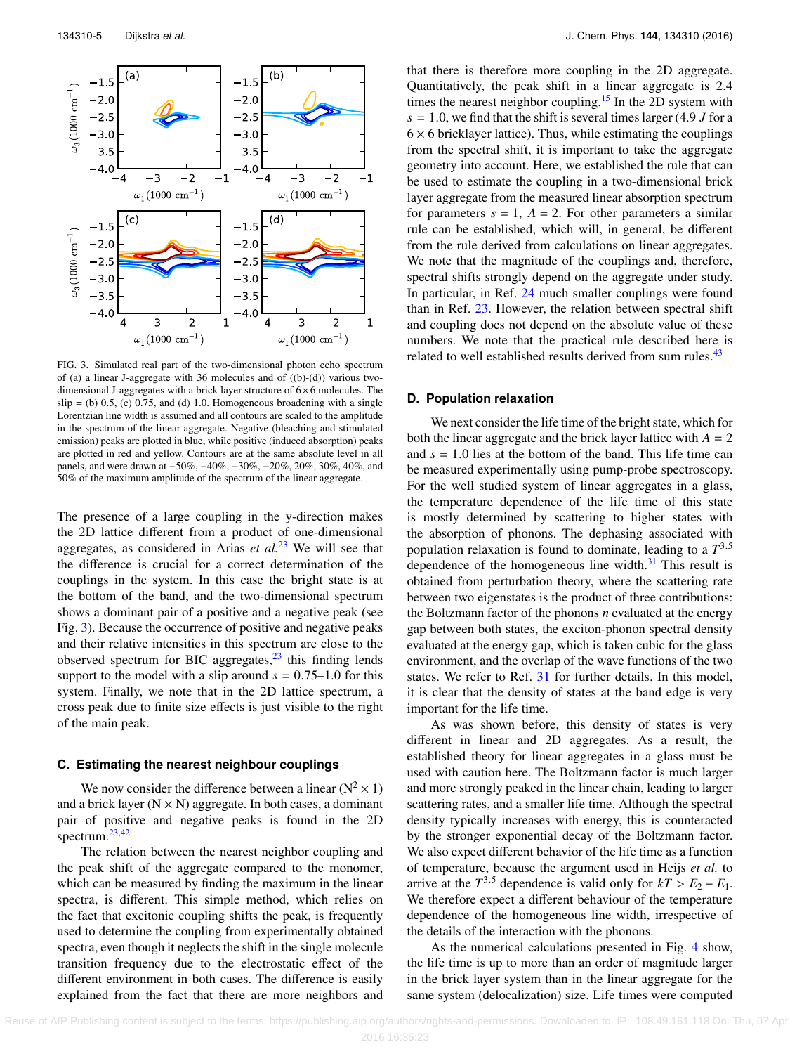FIG. 3. Simulated real part of the two-dimensional photon echo spectrum of (a) a linear J-aggregate with 36 molecules and of ((b)-(d)) various two-dimensional J-aggregates with a brick layer structure of 6×6 molecules. The slip = (b) 0.5, (c) 0.75, and (d) 1.0. Homogeneous broadening with a single Lorentzian line width is assumed and all contours are scaled to the amplitude in the spectrum of the linear aggregate. Negative (bleaching and stimulated emission) peaks are plotted in blue, while positive (induced absorption) peaks are plotted in red and yellow. Contours are at the same absolute level in all panels, and were drawn at −50%, −40%, −30%, −20%, 20%, 30%, 40%, and 50% of the maximum amplitude of the spectrum of the linear aggregate.

The presence of a large coupling in the y-direction makes the 2D lattice different from a product of one-dimensional aggregates, as considered in Arias *et al.*[23] We will see that the difference is crucial for a correct determination of the couplings in the system. In this case the bright state is at the bottom of the band, and the two-dimensional spectrum shows a dominant pair of a positive and a negative peak (see Fig. 3). Because the occurrence of positive and negative peaks and their relative intensities in this spectrum are close to the observed spectrum for BIC aggregates,[23] this finding lends support to the model with a slip around $s = 0.75$–$1.0$ for this system. Finally, we note that in the 2D lattice spectrum, a cross peak due to finite size effects is just visible to the right of the main peak.

### C. Estimating the nearest neighbour couplings

We now consider the difference between a linear ($N^2 \times 1$) and a brick layer ($N \times N$) aggregate. In both cases, a dominant pair of positive and negative peaks is found in the 2D spectrum.[23,42]

The relation between the nearest neighbor coupling and the peak shift of the aggregate compared to the monomer, which can be measured by finding the maximum in the linear spectra, is different. This simple method, which relies on the fact that excitonic coupling shifts the peak, is frequently used to determine the coupling from experimentally obtained spectra, even though it neglects the shift in the single molecule transition frequency due to the electrostatic effect of the different environment in both cases. The difference is easily explained from the fact that there are more neighbors and that there is therefore more coupling in the 2D aggregate. Quantitatively, the peak shift in a linear aggregate is 2.4 times the nearest neighbor coupling.[15] In the 2D system with $s = 1.0$, we find that the shift is several times larger (4.9 $J$ for a $6 \times 6$ bricklayer lattice). Thus, while estimating the couplings from the spectral shift, it is important to take the aggregate geometry into account. Here, we established the rule that can be used to estimate the coupling in a two-dimensional brick layer aggregate from the measured linear absorption spectrum for parameters $s = 1$, $A = 2$. For other parameters a similar rule can be established, which will, in general, be different from the rule derived from calculations on linear aggregates. We note that the magnitude of the couplings and, therefore, spectral shifts strongly depend on the aggregate under study. In particular, in Ref. 24 much smaller couplings were found than in Ref. 23. However, the relation between spectral shift and coupling does not depend on the absolute value of these numbers. We note that the practical rule described here is related to well established results derived from sum rules.[43]

### D. Population relaxation

We next consider the life time of the bright state, which for both the linear aggregate and the brick layer lattice with $A = 2$ and $s = 1.0$ lies at the bottom of the band. This life time can be measured experimentally using pump-probe spectroscopy. For the well studied system of linear aggregates in a glass, the temperature dependence of the life time of this state is mostly determined by scattering to higher states with the absorption of phonons. The dephasing associated with population relaxation is found to dominate, leading to a $T^{3.5}$ dependence of the homogeneous line width.[31] This result is obtained from perturbation theory, where the scattering rate between two eigenstates is the product of three contributions: the Boltzmann factor of the phonons $n$ evaluated at the energy gap between both states, the exciton-phonon spectral density evaluated at the energy gap, which is taken cubic for the glass environment, and the overlap of the wave functions of the two states. We refer to Ref. 31 for further details. In this model, it is clear that the density of states at the band edge is very important for the life time.

As was shown before, this density of states is very different in linear and 2D aggregates. As a result, the established theory for linear aggregates in a glass must be used with caution here. The Boltzmann factor is much larger and more strongly peaked in the linear chain, leading to larger scattering rates, and a smaller life time. Although the spectral density typically increases with energy, this is counteracted by the stronger exponential decay of the Boltzmann factor. We also expect different behavior of the life time as a function of temperature, because the argument used in Heijs *et al.* to arrive at the $T^{3.5}$ dependence is valid only for $kT > E_2 - E_1$. We therefore expect a different behaviour of the temperature dependence of the homogeneous line width, irrespective of the details of the interaction with the phonons.

As the numerical calculations presented in Fig. 4 show, the life time is up to more than an order of magnitude larger in the brick layer system than in the linear aggregate for the same system (delocalization) size. Life times were computed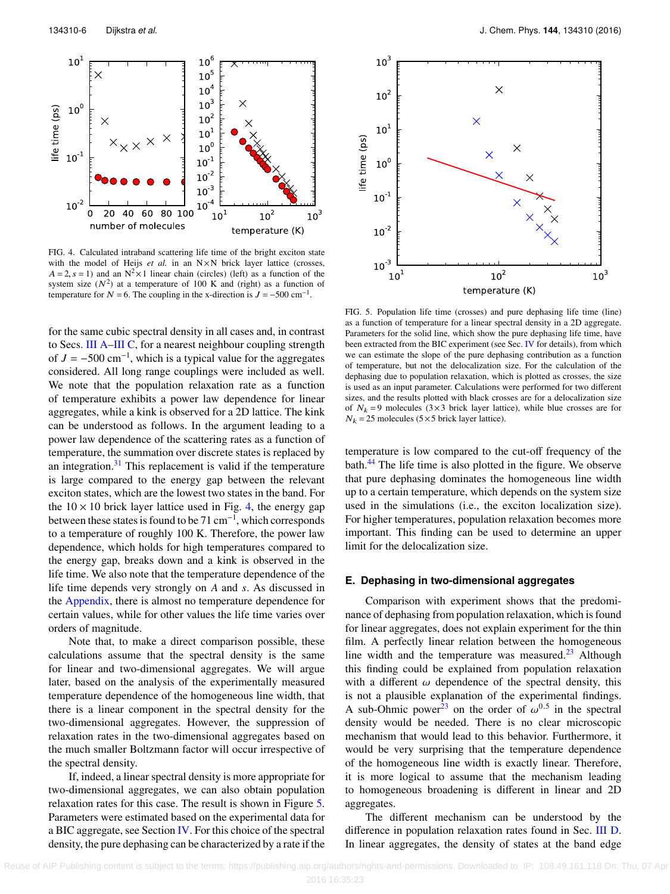life time (ps)

number of molecules

temperature (K)

FIG. 4. Calculated intraband scattering life time of the bright exciton state with the model of Heijs *et al.* in an N×N brick layer lattice (crosses, $A = 2, s = 1$) and an $N^2 \times 1$ linear chain (circles) (left) as a function of the system size ($N^2$) at a temperature of 100 K and (right) as a function of temperature for $N = 6$. The coupling in the x-direction is $J = -500$ cm$^{-1}$.

for the same cubic spectral density in all cases and, in contrast to Secs. III A–III C, for a nearest neighbour coupling strength of $J = -500$ cm$^{-1}$, which is a typical value for the aggregates considered. All long range couplings were included as well. We note that the population relaxation rate as a function of temperature exhibits a power law dependence for linear aggregates, while a kink is observed for a 2D lattice. The kink can be understood as follows. In the argument leading to a power law dependence of the scattering rates as a function of temperature, the summation over discrete states is replaced by an integration.[31] This replacement is valid if the temperature is large compared to the energy gap between the relevant exciton states, which are the lowest two states in the band. For the $10 \times 10$ brick layer lattice used in Fig. 4, the energy gap between these states is found to be 71 cm$^{-1}$, which corresponds to a temperature of roughly 100 K. Therefore, the power law dependence, which holds for high temperatures compared to the energy gap, breaks down and a kink is observed in the life time. We also note that the temperature dependence of the life time depends very strongly on $A$ and $s$. As discussed in the Appendix, there is almost no temperature dependence for certain values, while for other values the life time varies over orders of magnitude.

Note that, to make a direct comparison possible, these calculations assume that the spectral density is the same for linear and two-dimensional aggregates. We will argue later, based on the analysis of the experimentally measured temperature dependence of the homogeneous line width, that there is a linear component in the spectral density for the two-dimensional aggregates. However, the suppression of relaxation rates in the two-dimensional aggregates based on the much smaller Boltzmann factor will occur irrespective of the spectral density.

If, indeed, a linear spectral density is more appropriate for two-dimensional aggregates, we can also obtain population relaxation rates for this case. The result is shown in Figure 5. Parameters were estimated based on the experimental data for a BIC aggregate, see Section IV. For this choice of the spectral density, the pure dephasing can be characterized by a rate if the temperature is low compared to the cut-off frequency of the bath.[44] The life time is also plotted in the figure. We observe that pure dephasing dominates the homogeneous line width up to a certain temperature, which depends on the system size used in the simulations (i.e., the exciton localization size). For higher temperatures, population relaxation becomes more important. This finding can be used to determine an upper limit for the delocalization size.

life time (ps)

temperature (K)

FIG. 5. Population life time (crosses) and pure dephasing life time (line) as a function of temperature for a linear spectral density in a 2D aggregate. Parameters for the solid line, which show the pure dephasing life time, have been extracted from the BIC experiment (see Sec. IV for details), from which we can estimate the slope of the pure dephasing contribution as a function of temperature, but not the delocalization size. For the calculation of the dephasing due to population relaxation, which is plotted as crosses, the size is used as an input parameter. Calculations were performed for two different sizes, and the results plotted with black crosses are for a delocalization size of $N_k = 9$ molecules (3×3 brick layer lattice), while blue crosses are for $N_k = 25$ molecules (5×5 brick layer lattice).

### E. Dephasing in two-dimensional aggregates

Comparison with experiment shows that the predominance of dephasing from population relaxation, which is found for linear aggregates, does not explain experiment for the thin film. A perfectly linear relation between the homogeneous line width and the temperature was measured.[23] Although this finding could be explained from population relaxation with a different $\omega$ dependence of the spectral density, this is not a plausible explanation of the experimental findings. A sub-Ohmic power[23] on the order of $\omega^{0.5}$ in the spectral density would be needed. There is no clear microscopic mechanism that would lead to this behavior. Furthermore, it would be very surprising that the temperature dependence of the homogeneous line width is exactly linear. Therefore, it is more logical to assume that the mechanism leading to homogeneous broadening is different in linear and 2D aggregates.

The different mechanism can be understood by the difference in population relaxation rates found in Sec. III D. In linear aggregates, the density of states at the band edge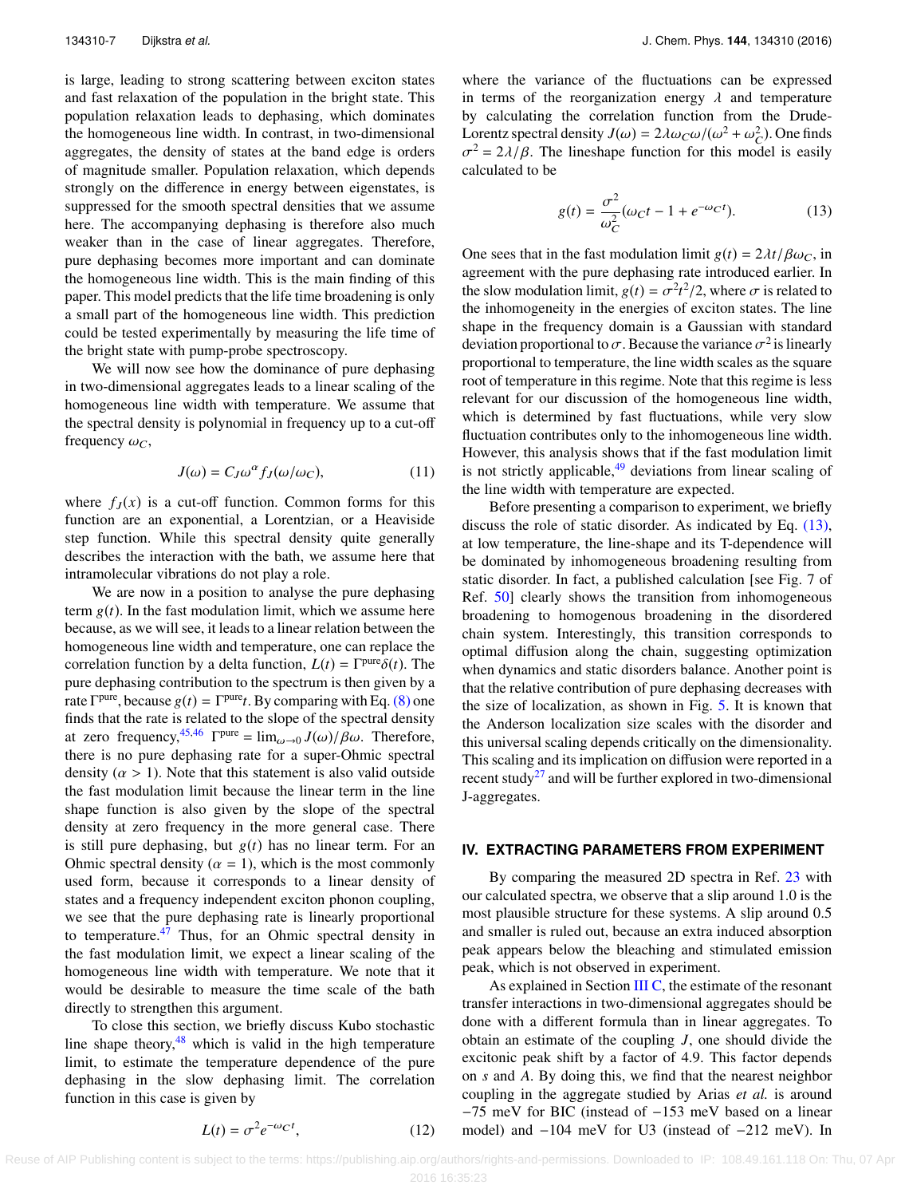is large, leading to strong scattering between exciton states and fast relaxation of the population in the bright state. This population relaxation leads to dephasing, which dominates the homogeneous line width. In contrast, in two-dimensional aggregates, the density of states at the band edge is orders of magnitude smaller. Population relaxation, which depends strongly on the difference in energy between eigenstates, is suppressed for the smooth spectral densities that we assume here. The accompanying dephasing is therefore also much weaker than in the case of linear aggregates. Therefore, pure dephasing becomes more important and can dominate the homogeneous line width. This is the main finding of this paper. This model predicts that the life time broadening is only a small part of the homogeneous line width. This prediction could be tested experimentally by measuring the life time of the bright state with pump-probe spectroscopy.

We will now see how the dominance of pure dephasing in two-dimensional aggregates leads to a linear scaling of the homogeneous line width with temperature. We assume that the spectral density is polynomial in frequency up to a cut-off frequency $\omega_C$,

$$J(\omega) = C_J \omega^{\alpha} f_J(\omega/\omega_C), \tag{11}$$

where $f_J(x)$ is a cut-off function. Common forms for this function are an exponential, a Lorentzian, or a Heaviside step function. While this spectral density quite generally describes the interaction with the bath, we assume here that intramolecular vibrations do not play a role.

We are now in a position to analyse the pure dephasing term $g(t)$. In the fast modulation limit, which we assume here because, as we will see, it leads to a linear relation between the homogeneous line width and temperature, one can replace the correlation function by a delta function, $L(t) = \Gamma^{\text{pure}}\delta(t)$. The pure dephasing contribution to the spectrum is then given by a rate $\Gamma^{\text{pure}}$, because $g(t) = \Gamma^{\text{pure}} t$. By comparing with Eq. (8) one finds that the rate is related to the slope of the spectral density at zero frequency,[45,46] $\Gamma^{\text{pure}} = \lim_{\omega\to 0} J(\omega)/\beta\omega$. Therefore, there is no pure dephasing rate for a super-Ohmic spectral density ($\alpha > 1$). Note that this statement is also valid outside the fast modulation limit because the linear term in the line shape function is also given by the slope of the spectral density at zero frequency in the more general case. There is still pure dephasing, but $g(t)$ has no linear term. For an Ohmic spectral density ($\alpha = 1$), which is the most commonly used form, because it corresponds to a linear density of states and a frequency independent exciton phonon coupling, we see that the pure dephasing rate is linearly proportional to temperature.[47] Thus, for an Ohmic spectral density in the fast modulation limit, we expect a linear scaling of the homogeneous line width with temperature. We note that it would be desirable to measure the time scale of the bath directly to strengthen this argument.

To close this section, we briefly discuss Kubo stochastic line shape theory,[48] which is valid in the high temperature limit, to estimate the temperature dependence of the pure dephasing in the slow dephasing limit. The correlation function in this case is given by

$$L(t) = \sigma^2 e^{-\omega_C t}, \tag{12}$$

where the variance of the fluctuations can be expressed in terms of the reorganization energy $\lambda$ and temperature by calculating the correlation function from the Drude-Lorentz spectral density $J(\omega) = 2\lambda\omega_C\omega/(\omega^2 + \omega_C^2)$. One finds $\sigma^2 = 2\lambda/\beta$. The lineshape function for this model is easily calculated to be

$$g(t) = \frac{\sigma^2}{\omega_C^2}(\omega_C t - 1 + e^{-\omega_C t}). \tag{13}$$

One sees that in the fast modulation limit $g(t) = 2\lambda t/\beta\omega_C$, in agreement with the pure dephasing rate introduced earlier. In the slow modulation limit, $g(t) = \sigma^2 t^2/2$, where $\sigma$ is related to the inhomogeneity in the energies of exciton states. The line shape in the frequency domain is a Gaussian with standard deviation proportional to $\sigma$. Because the variance $\sigma^2$ is linearly proportional to temperature, the line width scales as the square root of temperature in this regime. Note that this regime is less relevant for our discussion of the homogeneous line width, which is determined by fast fluctuations, while very slow fluctuation contributes only to the inhomogeneous line width. However, this analysis shows that if the fast modulation limit is not strictly applicable,[49] deviations from linear scaling of the line width with temperature are expected.

Before presenting a comparison to experiment, we briefly discuss the role of static disorder. As indicated by Eq. (13), at low temperature, the line-shape and its T-dependence will be dominated by inhomogeneous broadening resulting from static disorder. In fact, a published calculation [see Fig. 7 of Ref. 50] clearly shows the transition from inhomogeneous broadening to homogenous broadening in the disordered chain system. Interestingly, this transition corresponds to optimal diffusion along the chain, suggesting optimization when dynamics and static disorders balance. Another point is that the relative contribution of pure dephasing decreases with the size of localization, as shown in Fig. 5. It is known that the Anderson localization size scales with the disorder and this universal scaling depends critically on the dimensionality. This scaling and its implication on diffusion were reported in a recent study[27] and will be further explored in two-dimensional J-aggregates.

## IV. EXTRACTING PARAMETERS FROM EXPERIMENT

By comparing the measured 2D spectra in Ref. 23 with our calculated spectra, we observe that a slip around 1.0 is the most plausible structure for these systems. A slip around 0.5 and smaller is ruled out, because an extra induced absorption peak appears below the bleaching and stimulated emission peak, which is not observed in experiment.

As explained in Section III C, the estimate of the resonant transfer interactions in two-dimensional aggregates should be done with a different formula than in linear aggregates. To obtain an estimate of the coupling $J$, one should divide the excitonic peak shift by a factor of 4.9. This factor depends on $s$ and $A$. By doing this, we find that the nearest neighbor coupling in the aggregate studied by Arias *et al.* is around −75 meV for BIC (instead of −153 meV based on a linear model) and −104 meV for U3 (instead of −212 meV). In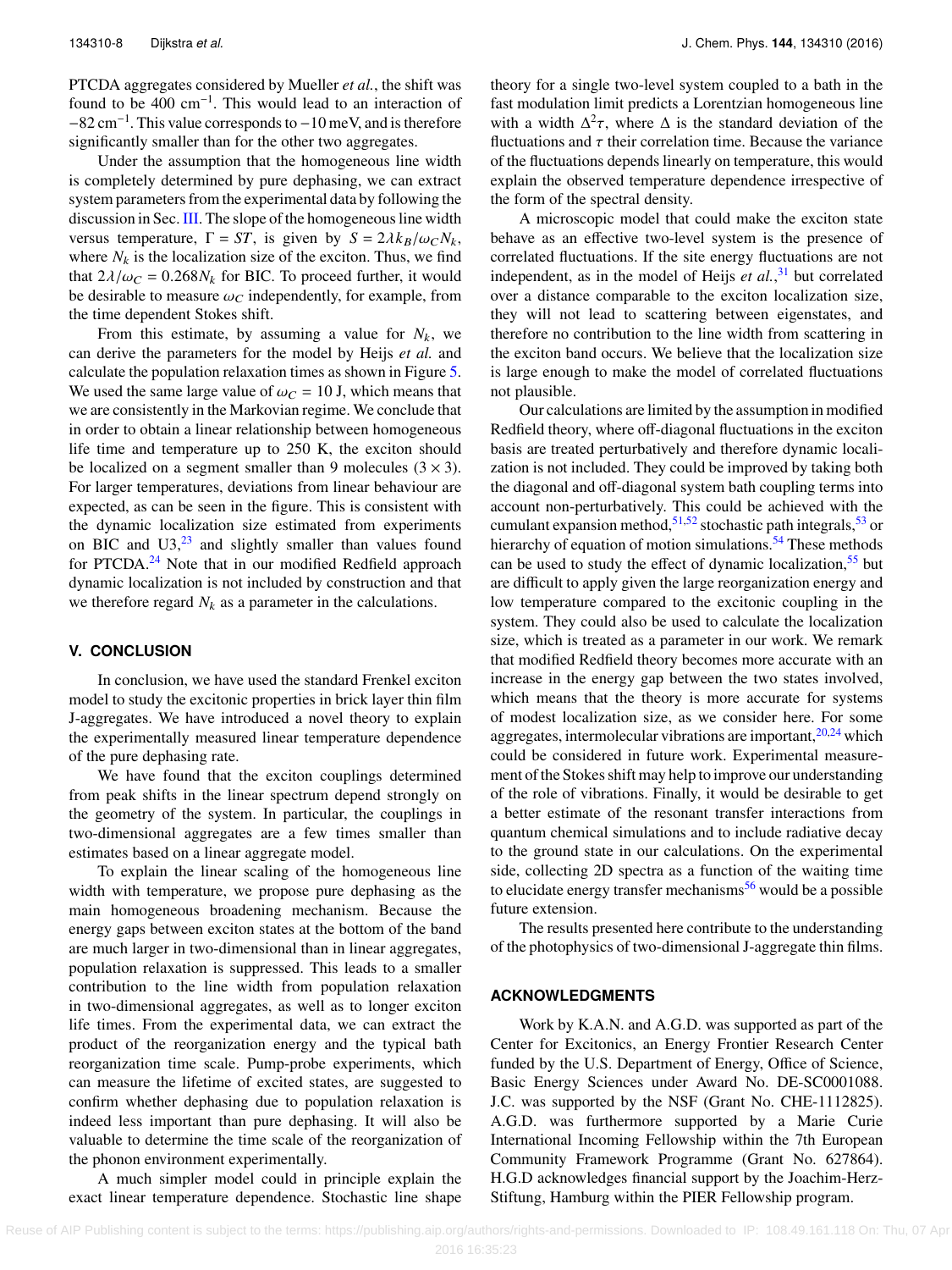PTCDA aggregates considered by Mueller *et al.*, the shift was found to be 400 $\mathrm{cm}^{-1}$. This would lead to an interaction of $-82\,\mathrm{cm}^{-1}$. This value corresponds to $-10$ meV, and is therefore significantly smaller than for the other two aggregates.

Under the assumption that the homogeneous line width is completely determined by pure dephasing, we can extract system parameters from the experimental data by following the discussion in Sec. III. The slope of the homogeneous line width versus temperature, $\Gamma = ST$, is given by $S = 2\lambda k_B/\omega_C N_k$, where $N_k$ is the localization size of the exciton. Thus, we find that $2\lambda/\omega_C = 0.268 N_k$ for BIC. To proceed further, it would be desirable to measure $\omega_C$ independently, for example, from the time dependent Stokes shift.

From this estimate, by assuming a value for $N_k$, we can derive the parameters for the model by Heijs *et al.* and calculate the population relaxation times as shown in Figure 5. We used the same large value of $\omega_C = 10$ J, which means that we are consistently in the Markovian regime. We conclude that in order to obtain a linear relationship between homogeneous life time and temperature up to 250 K, the exciton should be localized on a segment smaller than 9 molecules ($3 \times 3$). For larger temperatures, deviations from linear behaviour are expected, as can be seen in the figure. This is consistent with the dynamic localization size estimated from experiments on BIC and U3,[23] and slightly smaller than values found for PTCDA.[24] Note that in our modified Redfield approach dynamic localization is not included by construction and that we therefore regard $N_k$ as a parameter in the calculations.

## V. CONCLUSION

In conclusion, we have used the standard Frenkel exciton model to study the excitonic properties in brick layer thin film J-aggregates. We have introduced a novel theory to explain the experimentally measured linear temperature dependence of the pure dephasing rate.

We have found that the exciton couplings determined from peak shifts in the linear spectrum depend strongly on the geometry of the system. In particular, the couplings in two-dimensional aggregates are a few times smaller than estimates based on a linear aggregate model.

To explain the linear scaling of the homogeneous line width with temperature, we propose pure dephasing as the main homogeneous broadening mechanism. Because the energy gaps between exciton states at the bottom of the band are much larger in two-dimensional than in linear aggregates, population relaxation is suppressed. This leads to a smaller contribution to the line width from population relaxation in two-dimensional aggregates, as well as to longer exciton life times. From the experimental data, we can extract the product of the reorganization energy and the typical bath reorganization time scale. Pump-probe experiments, which can measure the lifetime of excited states, are suggested to confirm whether dephasing due to population relaxation is indeed less important than pure dephasing. It will also be valuable to determine the time scale of the reorganization of the phonon environment experimentally.

A much simpler model could in principle explain the exact linear temperature dependence. Stochastic line shape theory for a single two-level system coupled to a bath in the fast modulation limit predicts a Lorentzian homogeneous line with a width $\Delta^2\tau$, where $\Delta$ is the standard deviation of the fluctuations and $\tau$ their correlation time. Because the variance of the fluctuations depends linearly on temperature, this would explain the observed temperature dependence irrespective of the form of the spectral density.

A microscopic model that could make the exciton state behave as an effective two-level system is the presence of correlated fluctuations. If the site energy fluctuations are not independent, as in the model of Heijs *et al.*,[31] but correlated over a distance comparable to the exciton localization size, they will not lead to scattering between eigenstates, and therefore no contribution to the line width from scattering in the exciton band occurs. We believe that the localization size is large enough to make the model of correlated fluctuations not plausible.

Our calculations are limited by the assumption in modified Redfield theory, where off-diagonal fluctuations in the exciton basis are treated perturbatively and therefore dynamic localization is not included. They could be improved by taking both the diagonal and off-diagonal system bath coupling terms into account non-perturbatively. This could be achieved with the cumulant expansion method,[51,52] stochastic path integrals,[53] or hierarchy of equation of motion simulations.[54] These methods can be used to study the effect of dynamic localization,[55] but are difficult to apply given the large reorganization energy and low temperature compared to the excitonic coupling in the system. They could also be used to calculate the localization size, which is treated as a parameter in our work. We remark that modified Redfield theory becomes more accurate with an increase in the energy gap between the two states involved, which means that the theory is more accurate for systems of modest localization size, as we consider here. For some aggregates, intermolecular vibrations are important,[20,24] which could be considered in future work. Experimental measurement of the Stokes shift may help to improve our understanding of the role of vibrations. Finally, it would be desirable to get a better estimate of the resonant transfer interactions from quantum chemical simulations and to include radiative decay to the ground state in our calculations. On the experimental side, collecting 2D spectra as a function of the waiting time to elucidate energy transfer mechanisms[56] would be a possible future extension.

The results presented here contribute to the understanding of the photophysics of two-dimensional J-aggregate thin films.

## ACKNOWLEDGMENTS

Work by K.A.N. and A.G.D. was supported as part of the Center for Excitonics, an Energy Frontier Research Center funded by the U.S. Department of Energy, Office of Science, Basic Energy Sciences under Award No. DE-SC0001088. J.C. was supported by the NSF (Grant No. CHE-1112825). A.G.D. was furthermore supported by a Marie Curie International Incoming Fellowship within the 7th European Community Framework Programme (Grant No. 627864). H.G.D acknowledges financial support by the Joachim-Herz-Stiftung, Hamburg within the PIER Fellowship program.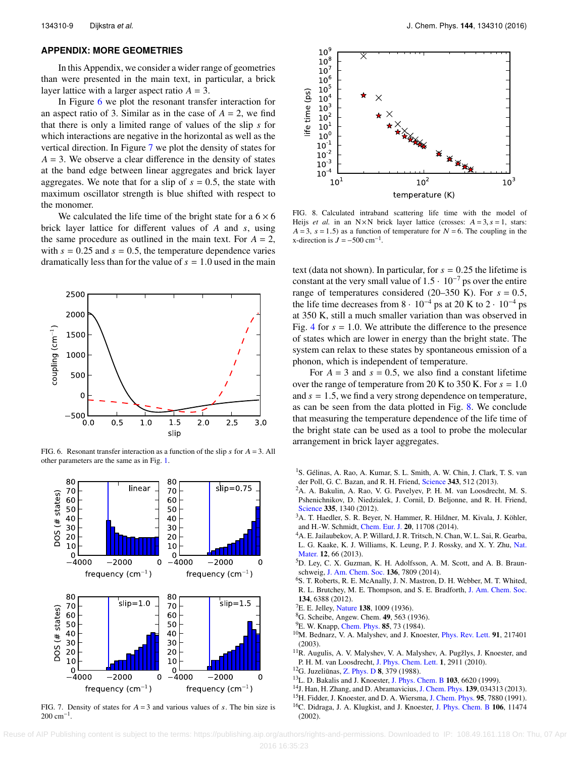## APPENDIX: MORE GEOMETRIES

In this Appendix, we consider a wider range of geometries than were presented in the main text, in particular, a brick layer lattice with a larger aspect ratio $A = 3$.

In Figure 6 we plot the resonant transfer interaction for an aspect ratio of 3. Similar as in the case of $A = 2$, we find that there is only a limited range of values of the slip $s$ for which interactions are negative in the horizontal as well as the vertical direction. In Figure 7 we plot the density of states for $A = 3$. We observe a clear difference in the density of states at the band edge between linear aggregates and brick layer aggregates. We note that for a slip of $s = 0.5$, the state with maximum oscillator strength is blue shifted with respect to the monomer.

We calculated the life time of the bright state for a $6 \times 6$ brick layer lattice for different values of $A$ and $s$, using the same procedure as outlined in the main text. For $A = 2$, with $s = 0.25$ and $s = 0.5$, the temperature dependence varies dramatically less than for the value of $s = 1.0$ used in the main text (data not shown). In particular, for $s = 0.25$ the lifetime is constant at the very small value of $1.5 \cdot 10^{-7}$ ps over the entire range of temperatures considered (20–350 K). For $s = 0.5$, the life time decreases from $8 \cdot 10^{-4}$ ps at 20 K to $2 \cdot 10^{-4}$ ps at 350 K, still a much smaller variation than was observed in Fig. 4 for $s = 1.0$. We attribute the difference to the presence of states which are lower in energy than the bright state. The system can relax to these states by spontaneous emission of a phonon, which is independent of temperature.

For $A = 3$ and $s = 0.5$, we also find a constant lifetime over the range of temperature from 20 K to 350 K. For $s = 1.0$ and $s = 1.5$, we find a very strong dependence on temperature, as can be seen from the data plotted in Fig. 8. We conclude that measuring the temperature dependence of the life time of the bright state can be used as a tool to probe the molecular arrangement in brick layer aggregates.

FIG. 6. Resonant transfer interaction as a function of the slip $s$ for $A = 3$. All other parameters are the same as in Fig. 1.

FIG. 7. Density of states for $A = 3$ and various values of $s$. The bin size is 200 $\text{cm}^{-1}$.

FIG. 8. Calculated intraband scattering life time with the model of Heijs *et al.* in an N×N brick layer lattice (crosses: $A = 3, s = 1$, stars: $A = 3$, $s = 1.5$) as a function of temperature for $N = 6$. The coupling in the x-direction is $J = -500$ $\text{cm}^{-1}$.

[1] S. Gélinas, A. Rao, A. Kumar, S. L. Smith, A. W. Chin, J. Clark, T. S. van der Poll, G. C. Bazan, and R. H. Friend, Science **343**, 512 (2013).
[2] A. A. Bakulin, A. Rao, V. G. Pavelyev, P. H. M. van Loosdrecht, M. S. Pshenichnikov, D. Niedzialek, J. Cornil, D. Beljonne, and R. H. Friend, Science **335**, 1340 (2012).
[3] A. T. Haedler, S. R. Beyer, N. Hammer, R. Hildner, M. Kivala, J. Köhler, and H.-W. Schmidt, Chem. Eur. J. **20**, 11708 (2014).
[4] A. E. Jailaubekov, A. P. Willard, J. R. Tritsch, N. Chan, W. L. Sai, R. Gearba, L. G. Kaake, K. J. Williams, K. Leung, P. J. Rossky, and X. Y. Zhu, Nat. Mater. **12**, 66 (2013).
[5] D. Ley, C. X. Guzman, K. H. Adolfsson, A. M. Scott, and A. B. Braunschweig, J. Am. Chem. Soc. **136**, 7809 (2014).
[6] S. T. Roberts, R. E. McAnally, J. N. Mastron, D. H. Webber, M. T. Whited, R. L. Brutchey, M. E. Thompson, and S. E. Bradforth, J. Am. Chem. Soc. **134**, 6388 (2012).
[7] E. E. Jelley, Nature **138**, 1009 (1936).
[8] G. Scheibe, Angew. Chem. **49**, 563 (1936).
[9] E. W. Knapp, Chem. Phys. **85**, 73 (1984).
[10] M. Bednarz, V. A. Malyshev, and J. Knoester, Phys. Rev. Lett. **91**, 217401 (2003).
[11] R. Augulis, A. V. Malyshev, V. A. Malyshev, A. Pugžlys, J. Knoester, and P. H. M. van Loosdrecht, J. Phys. Chem. Lett. **1**, 2911 (2010).
[12] G. Juzeliūnas, Z. Phys. D **8**, 379 (1988).
[13] L. D. Bakalis and J. Knoester, J. Phys. Chem. B **103**, 6620 (1999).
[14] J. Han, H. Zhang, and D. Abramavicius, J. Chem. Phys. **139**, 034313 (2013).
[15] H. Fidder, J. Knoester, and D. A. Wiersma, J. Chem. Phys. **95**, 7880 (1991).
[16] C. Didraga, J. A. Klugkist, and J. Knoester, J. Phys. Chem. B **106**, 11474 (2002).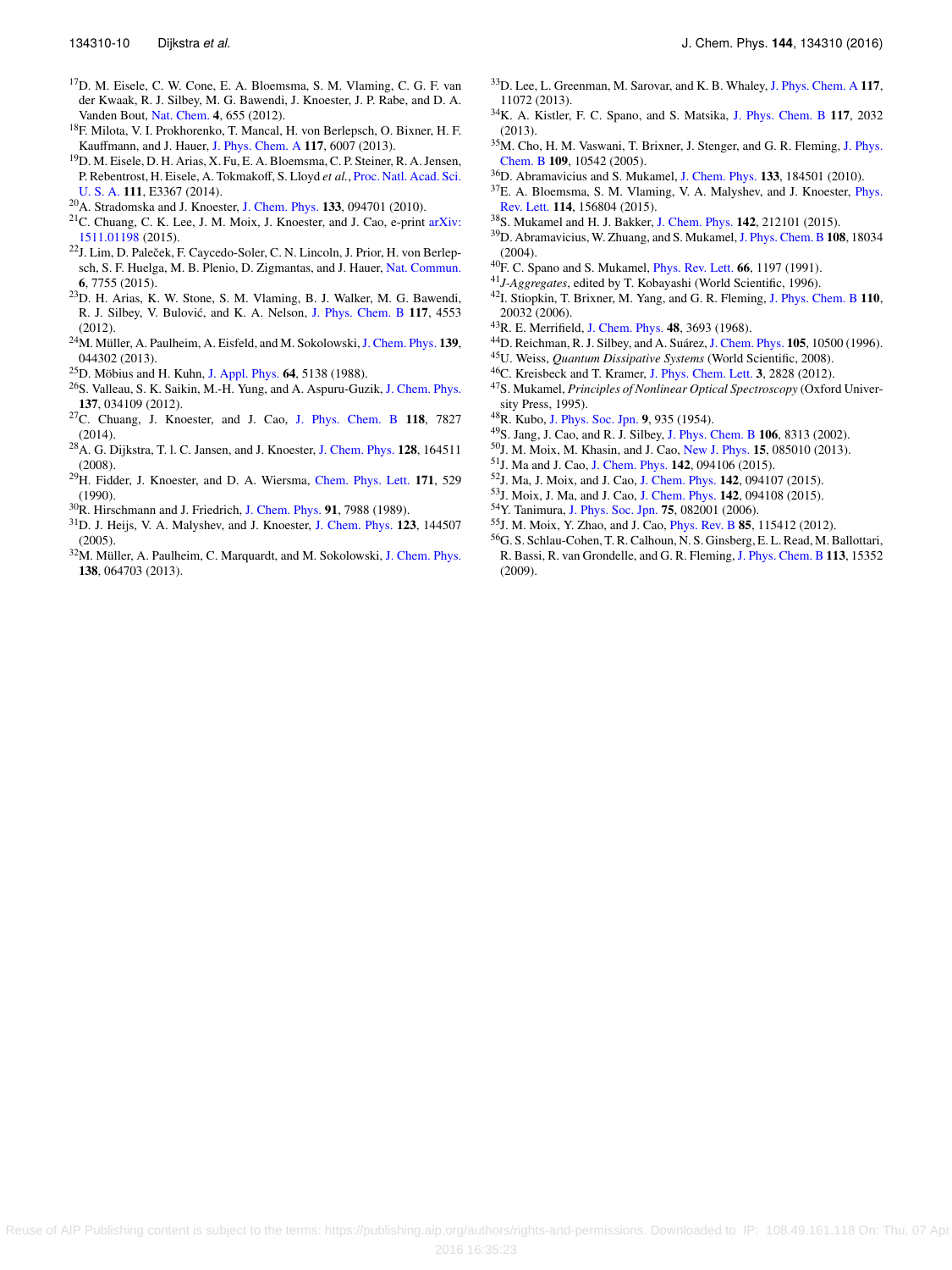[17] D. M. Eisele, C. W. Cone, E. A. Bloemsma, S. M. Vlaming, C. G. F. van der Kwaak, R. J. Silbey, M. G. Bawendi, J. Knoester, J. P. Rabe, and D. A. Vanden Bout, Nat. Chem. **4**, 655 (2012).

[18] F. Milota, V. I. Prokhorenko, T. Mancal, H. von Berlepsch, O. Bixner, H. F. Kauffmann, and J. Hauer, J. Phys. Chem. A **117**, 6007 (2013).

[19] D. M. Eisele, D. H. Arias, X. Fu, E. A. Bloemsma, C. P. Steiner, R. A. Jensen, P. Rebentrost, H. Eisele, A. Tokmakoff, S. Lloyd *et al.*, Proc. Natl. Acad. Sci. U. S. A. **111**, E3367 (2014).

[20] A. Stradomska and J. Knoester, J. Chem. Phys. **133**, 094701 (2010).

[21] C. Chuang, C. K. Lee, J. M. Moix, J. Knoester, and J. Cao, e-print arXiv: 1511.01198 (2015).

[22] J. Lim, D. Paleček, F. Caycedo-Soler, C. N. Lincoln, J. Prior, H. von Berlepsch, S. F. Huelga, M. B. Plenio, D. Zigmantas, and J. Hauer, Nat. Commun. **6**, 7755 (2015).

[23] D. H. Arias, K. W. Stone, S. M. Vlaming, B. J. Walker, M. G. Bawendi, R. J. Silbey, V. Bulović, and K. A. Nelson, J. Phys. Chem. B **117**, 4553 (2012).

[24] M. Müller, A. Paulheim, A. Eisfeld, and M. Sokolowski, J. Chem. Phys. **139**, 044302 (2013).

[25] D. Möbius and H. Kuhn, J. Appl. Phys. **64**, 5138 (1988).

[26] S. Valleau, S. K. Saikin, M.-H. Yung, and A. Aspuru-Guzik, J. Chem. Phys. **137**, 034109 (2012).

[27] C. Chuang, J. Knoester, and J. Cao, J. Phys. Chem. B **118**, 7827 (2014).

[28] A. G. Dijkstra, T. l. C. Jansen, and J. Knoester, J. Chem. Phys. **128**, 164511 (2008).

[29] H. Fidder, J. Knoester, and D. A. Wiersma, Chem. Phys. Lett. **171**, 529 (1990).

[30] R. Hirschmann and J. Friedrich, J. Chem. Phys. **91**, 7988 (1989).

[31] D. J. Heijs, V. A. Malyshev, and J. Knoester, J. Chem. Phys. **123**, 144507 (2005).

[32] M. Müller, A. Paulheim, C. Marquardt, and M. Sokolowski, J. Chem. Phys. **138**, 064703 (2013).

[33] D. Lee, L. Greenman, M. Sarovar, and K. B. Whaley, J. Phys. Chem. A **117**, 11072 (2013).

[34] K. A. Kistler, F. C. Spano, and S. Matsika, J. Phys. Chem. B **117**, 2032 (2013).

[35] M. Cho, H. M. Vaswani, T. Brixner, J. Stenger, and G. R. Fleming, J. Phys. Chem. B **109**, 10542 (2005).

[36] D. Abramavicius and S. Mukamel, J. Chem. Phys. **133**, 184501 (2010).

[37] E. A. Bloemsma, S. M. Vlaming, V. A. Malyshev, and J. Knoester, Phys. Rev. Lett. **114**, 156804 (2015).

[38] S. Mukamel and H. J. Bakker, J. Chem. Phys. **142**, 212101 (2015).

[39] D. Abramavicius, W. Zhuang, and S. Mukamel, J. Phys. Chem. B **108**, 18034 (2004).

[40] F. C. Spano and S. Mukamel, Phys. Rev. Lett. **66**, 1197 (1991).

[41] *J-Aggregates*, edited by T. Kobayashi (World Scientific, 1996).

[42] I. Stiopkin, T. Brixner, M. Yang, and G. R. Fleming, J. Phys. Chem. B **110**, 20032 (2006).

[43] R. E. Merrifield, J. Chem. Phys. **48**, 3693 (1968).

[44] D. Reichman, R. J. Silbey, and A. Suárez, J. Chem. Phys. **105**, 10500 (1996).

[45] U. Weiss, *Quantum Dissipative Systems* (World Scientific, 2008).

[46] C. Kreisbeck and T. Kramer, J. Phys. Chem. Lett. **3**, 2828 (2012).

[47] S. Mukamel, *Principles of Nonlinear Optical Spectroscopy* (Oxford University Press, 1995).

[48] R. Kubo, J. Phys. Soc. Jpn. **9**, 935 (1954).

[49] S. Jang, J. Cao, and R. J. Silbey, J. Phys. Chem. B **106**, 8313 (2002).

[50] J. M. Moix, M. Khasin, and J. Cao, New J. Phys. **15**, 085010 (2013).

[51] J. Ma and J. Cao, J. Chem. Phys. **142**, 094106 (2015).

[52] J. Ma, J. Moix, and J. Cao, J. Chem. Phys. **142**, 094107 (2015).

[53] J. Moix, J. Ma, and J. Cao, J. Chem. Phys. **142**, 094108 (2015).

[54] Y. Tanimura, J. Phys. Soc. Jpn. **75**, 082001 (2006).

[55] J. M. Moix, Y. Zhao, and J. Cao, Phys. Rev. B **85**, 115412 (2012).

[56] G. S. Schlau-Cohen, T. R. Calhoun, N. S. Ginsberg, E. L. Read, M. Ballottari, R. Bassi, R. van Grondelle, and G. R. Fleming, J. Phys. Chem. B **113**, 15352 (2009).